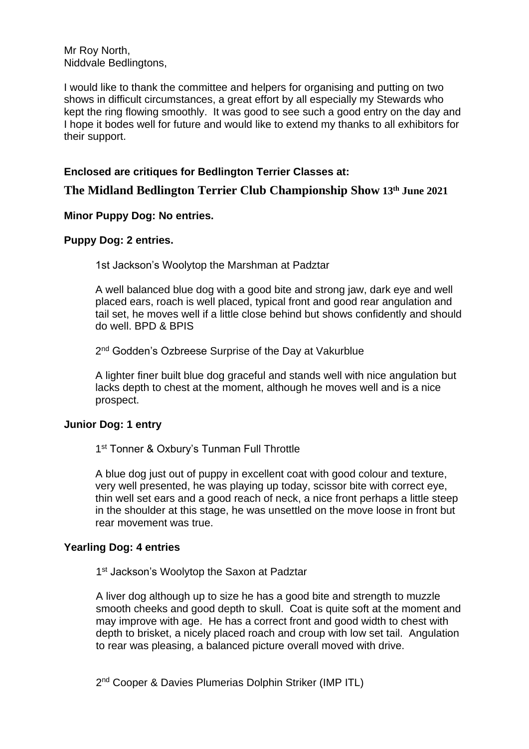Mr Roy North,
Niddvale Bedlingtons,

I would like to thank the committee and helpers for organising and putting on two shows in difficult circumstances, a great effort by all especially my Stewards who kept the ring flowing smoothly. It was good to see such a good entry on the day and I hope it bodes well for future and would like to extend my thanks to all exhibitors for their support.

**Enclosed are critiques for Bedlington Terrier Classes at:**

## The Midland Bedlington Terrier Club Championship Show 13th June 2021

**Minor Puppy Dog: No entries.**

**Puppy Dog: 2 entries.**

1st Jackson's Woolytop the Marshman at Padztar

A well balanced blue dog with a good bite and strong jaw, dark eye and well placed ears, roach is well placed, typical front and good rear angulation and tail set, he moves well if a little close behind but shows confidently and should do well. BPD & BPIS

2nd Godden's Ozbreese Surprise of the Day at Vakurblue

A lighter finer built blue dog graceful and stands well with nice angulation but lacks depth to chest at the moment, although he moves well and is a nice prospect.

**Junior Dog: 1 entry**

1st Tonner & Oxbury's Tunman Full Throttle

A blue dog just out of puppy in excellent coat with good colour and texture, very well presented, he was playing up today, scissor bite with correct eye, thin well set ears and a good reach of neck, a nice front perhaps a little steep in the shoulder at this stage, he was unsettled on the move loose in front but rear movement was true.

**Yearling Dog: 4 entries**

1st Jackson's Woolytop the Saxon at Padztar

A liver dog although up to size he has a good bite and strength to muzzle smooth cheeks and good depth to skull. Coat is quite soft at the moment and may improve with age. He has a correct front and good width to chest with depth to brisket, a nicely placed roach and croup with low set tail. Angulation to rear was pleasing, a balanced picture overall moved with drive.

2nd Cooper & Davies Plumerias Dolphin Striker (IMP ITL)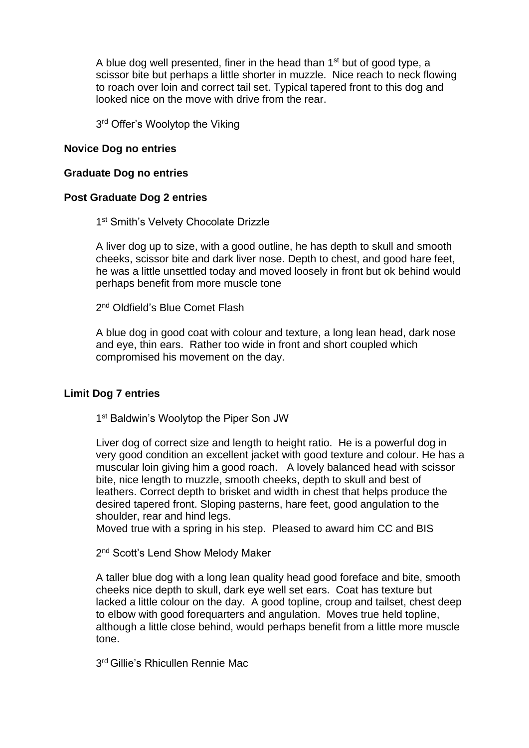A blue dog well presented, finer in the head than 1st but of good type, a scissor bite but perhaps a little shorter in muzzle. Nice reach to neck flowing to roach over loin and correct tail set. Typical tapered front to this dog and looked nice on the move with drive from the rear.

3rd Offer's Woolytop the Viking

**Novice Dog no entries**

**Graduate Dog no entries**

**Post Graduate Dog 2 entries**

1st Smith's Velvety Chocolate Drizzle

A liver dog up to size, with a good outline, he has depth to skull and smooth cheeks, scissor bite and dark liver nose. Depth to chest, and good hare feet, he was a little unsettled today and moved loosely in front but ok behind would perhaps benefit from more muscle tone

2nd Oldfield's Blue Comet Flash

A blue dog in good coat with colour and texture, a long lean head, dark nose and eye, thin ears. Rather too wide in front and short coupled which compromised his movement on the day.

**Limit Dog 7 entries**

1st Baldwin's Woolytop the Piper Son JW

Liver dog of correct size and length to height ratio. He is a powerful dog in very good condition an excellent jacket with good texture and colour. He has a muscular loin giving him a good roach. A lovely balanced head with scissor bite, nice length to muzzle, smooth cheeks, depth to skull and best of leathers. Correct depth to brisket and width in chest that helps produce the desired tapered front. Sloping pasterns, hare feet, good angulation to the shoulder, rear and hind legs.
Moved true with a spring in his step. Pleased to award him CC and BIS

2nd Scott's Lend Show Melody Maker

A taller blue dog with a long lean quality head good foreface and bite, smooth cheeks nice depth to skull, dark eye well set ears. Coat has texture but lacked a little colour on the day. A good topline, croup and tailset, chest deep to elbow with good forequarters and angulation. Moves true held topline, although a little close behind, would perhaps benefit from a little more muscle tone.

3rd Gillie's Rhicullen Rennie Mac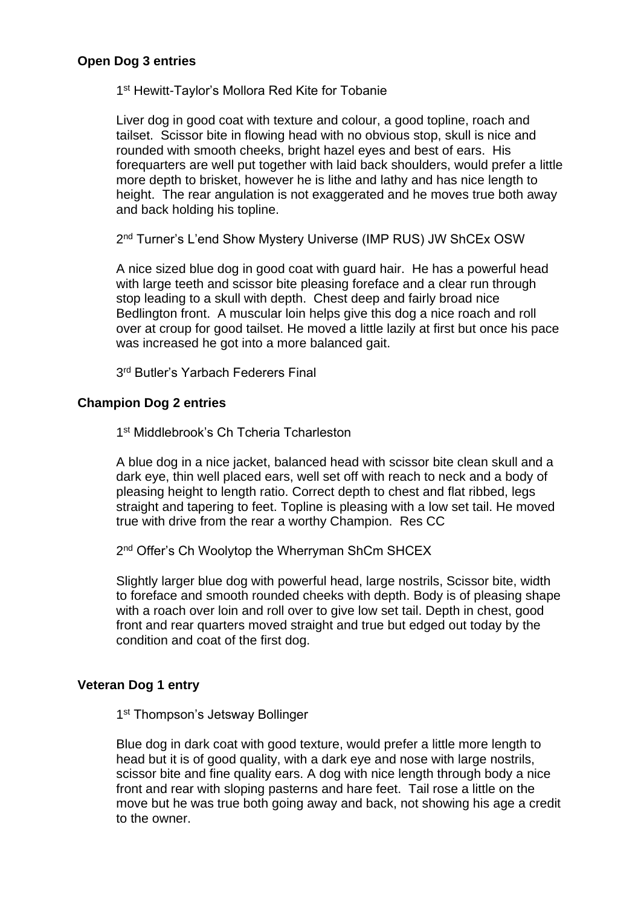**Open Dog 3 entries**

1st Hewitt-Taylor's Mollora Red Kite for Tobanie

Liver dog in good coat with texture and colour, a good topline, roach and tailset. Scissor bite in flowing head with no obvious stop, skull is nice and rounded with smooth cheeks, bright hazel eyes and best of ears. His forequarters are well put together with laid back shoulders, would prefer a little more depth to brisket, however he is lithe and lathy and has nice length to height. The rear angulation is not exaggerated and he moves true both away and back holding his topline.

2nd Turner's L'end Show Mystery Universe (IMP RUS) JW ShCEx OSW

A nice sized blue dog in good coat with guard hair. He has a powerful head with large teeth and scissor bite pleasing foreface and a clear run through stop leading to a skull with depth. Chest deep and fairly broad nice Bedlington front. A muscular loin helps give this dog a nice roach and roll over at croup for good tailset. He moved a little lazily at first but once his pace was increased he got into a more balanced gait.

3rd Butler's Yarbach Federers Final

**Champion Dog 2 entries**

1st Middlebrook's Ch Tcheria Tcharleston

A blue dog in a nice jacket, balanced head with scissor bite clean skull and a dark eye, thin well placed ears, well set off with reach to neck and a body of pleasing height to length ratio. Correct depth to chest and flat ribbed, legs straight and tapering to feet. Topline is pleasing with a low set tail. He moved true with drive from the rear a worthy Champion. Res CC

2nd Offer's Ch Woolytop the Wherryman ShCm SHCEX

Slightly larger blue dog with powerful head, large nostrils, Scissor bite, width to foreface and smooth rounded cheeks with depth. Body is of pleasing shape with a roach over loin and roll over to give low set tail. Depth in chest, good front and rear quarters moved straight and true but edged out today by the condition and coat of the first dog.

**Veteran Dog 1 entry**

1st Thompson's Jetsway Bollinger

Blue dog in dark coat with good texture, would prefer a little more length to head but it is of good quality, with a dark eye and nose with large nostrils, scissor bite and fine quality ears. A dog with nice length through body a nice front and rear with sloping pasterns and hare feet. Tail rose a little on the move but he was true both going away and back, not showing his age a credit to the owner.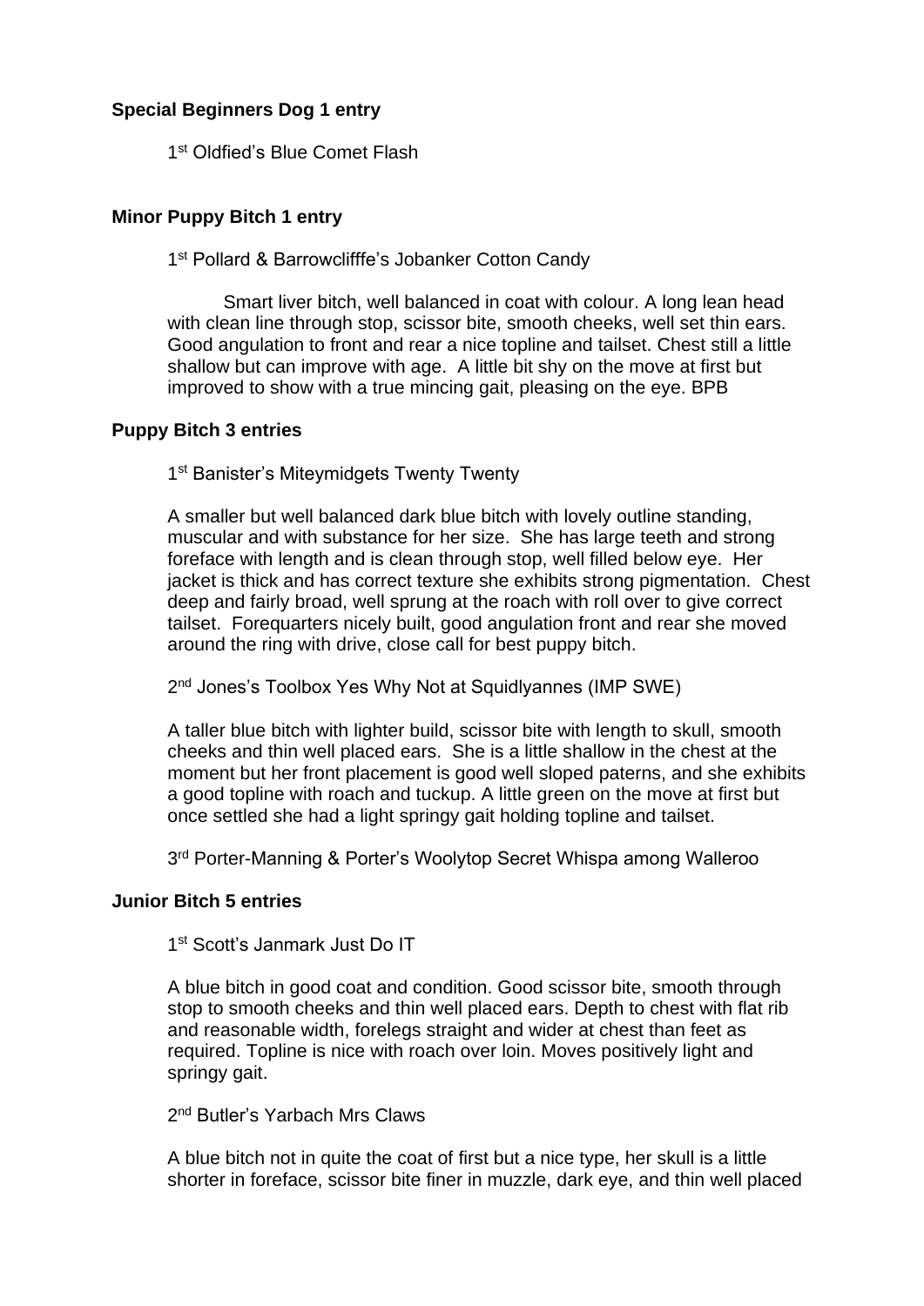**Special Beginners Dog 1 entry**

1st Oldfied's Blue Comet Flash

**Minor Puppy Bitch 1 entry**

1st Pollard & Barrowclifffe's Jobanker Cotton Candy

Smart liver bitch, well balanced in coat with colour. A long lean head with clean line through stop, scissor bite, smooth cheeks, well set thin ears. Good angulation to front and rear a nice topline and tailset. Chest still a little shallow but can improve with age. A little bit shy on the move at first but improved to show with a true mincing gait, pleasing on the eye. BPB

**Puppy Bitch 3 entries**

1st Banister's Miteymidgets Twenty Twenty

A smaller but well balanced dark blue bitch with lovely outline standing, muscular and with substance for her size. She has large teeth and strong foreface with length and is clean through stop, well filled below eye. Her jacket is thick and has correct texture she exhibits strong pigmentation. Chest deep and fairly broad, well sprung at the roach with roll over to give correct tailset. Forequarters nicely built, good angulation front and rear she moved around the ring with drive, close call for best puppy bitch.

2nd Jones's Toolbox Yes Why Not at Squidlyannes (IMP SWE)

A taller blue bitch with lighter build, scissor bite with length to skull, smooth cheeks and thin well placed ears. She is a little shallow in the chest at the moment but her front placement is good well sloped paterns, and she exhibits a good topline with roach and tuckup. A little green on the move at first but once settled she had a light springy gait holding topline and tailset.

3rd Porter-Manning & Porter's Woolytop Secret Whispa among Walleroo

**Junior Bitch 5 entries**

1st Scott's Janmark Just Do IT

A blue bitch in good coat and condition. Good scissor bite, smooth through stop to smooth cheeks and thin well placed ears. Depth to chest with flat rib and reasonable width, forelegs straight and wider at chest than feet as required. Topline is nice with roach over loin. Moves positively light and springy gait.

2nd Butler's Yarbach Mrs Claws

A blue bitch not in quite the coat of first but a nice type, her skull is a little shorter in foreface, scissor bite finer in muzzle, dark eye, and thin well placed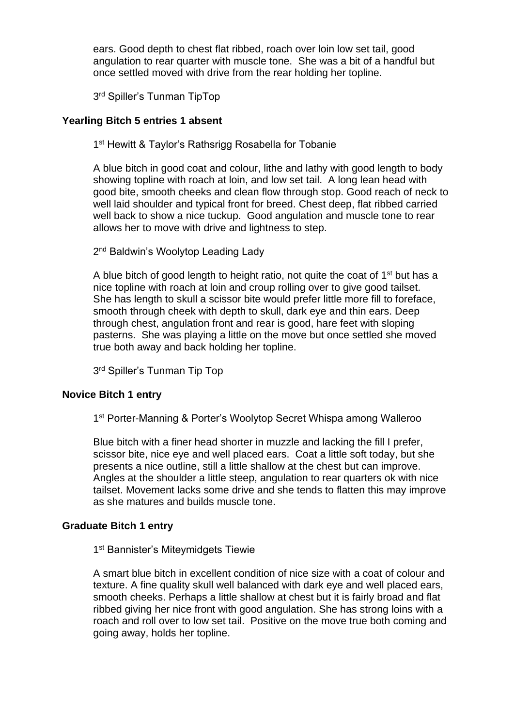ears. Good depth to chest flat ribbed, roach over loin low set tail, good angulation to rear quarter with muscle tone. She was a bit of a handful but once settled moved with drive from the rear holding her topline.

3rd Spiller's Tunman TipTop

**Yearling Bitch 5 entries 1 absent**

1st Hewitt & Taylor's Rathsrigg Rosabella for Tobanie

A blue bitch in good coat and colour, lithe and lathy with good length to body showing topline with roach at loin, and low set tail. A long lean head with good bite, smooth cheeks and clean flow through stop. Good reach of neck to well laid shoulder and typical front for breed. Chest deep, flat ribbed carried well back to show a nice tuckup. Good angulation and muscle tone to rear allows her to move with drive and lightness to step.

2nd Baldwin's Woolytop Leading Lady

A blue bitch of good length to height ratio, not quite the coat of 1st but has a nice topline with roach at loin and croup rolling over to give good tailset. She has length to skull a scissor bite would prefer little more fill to foreface, smooth through cheek with depth to skull, dark eye and thin ears. Deep through chest, angulation front and rear is good, hare feet with sloping pasterns. She was playing a little on the move but once settled she moved true both away and back holding her topline.

3rd Spiller's Tunman Tip Top

**Novice Bitch 1 entry**

1st Porter-Manning & Porter's Woolytop Secret Whispa among Walleroo

Blue bitch with a finer head shorter in muzzle and lacking the fill I prefer, scissor bite, nice eye and well placed ears. Coat a little soft today, but she presents a nice outline, still a little shallow at the chest but can improve. Angles at the shoulder a little steep, angulation to rear quarters ok with nice tailset. Movement lacks some drive and she tends to flatten this may improve as she matures and builds muscle tone.

**Graduate Bitch 1 entry**

1st Bannister's Miteymidgets Tiewie

A smart blue bitch in excellent condition of nice size with a coat of colour and texture. A fine quality skull well balanced with dark eye and well placed ears, smooth cheeks. Perhaps a little shallow at chest but it is fairly broad and flat ribbed giving her nice front with good angulation. She has strong loins with a roach and roll over to low set tail. Positive on the move true both coming and going away, holds her topline.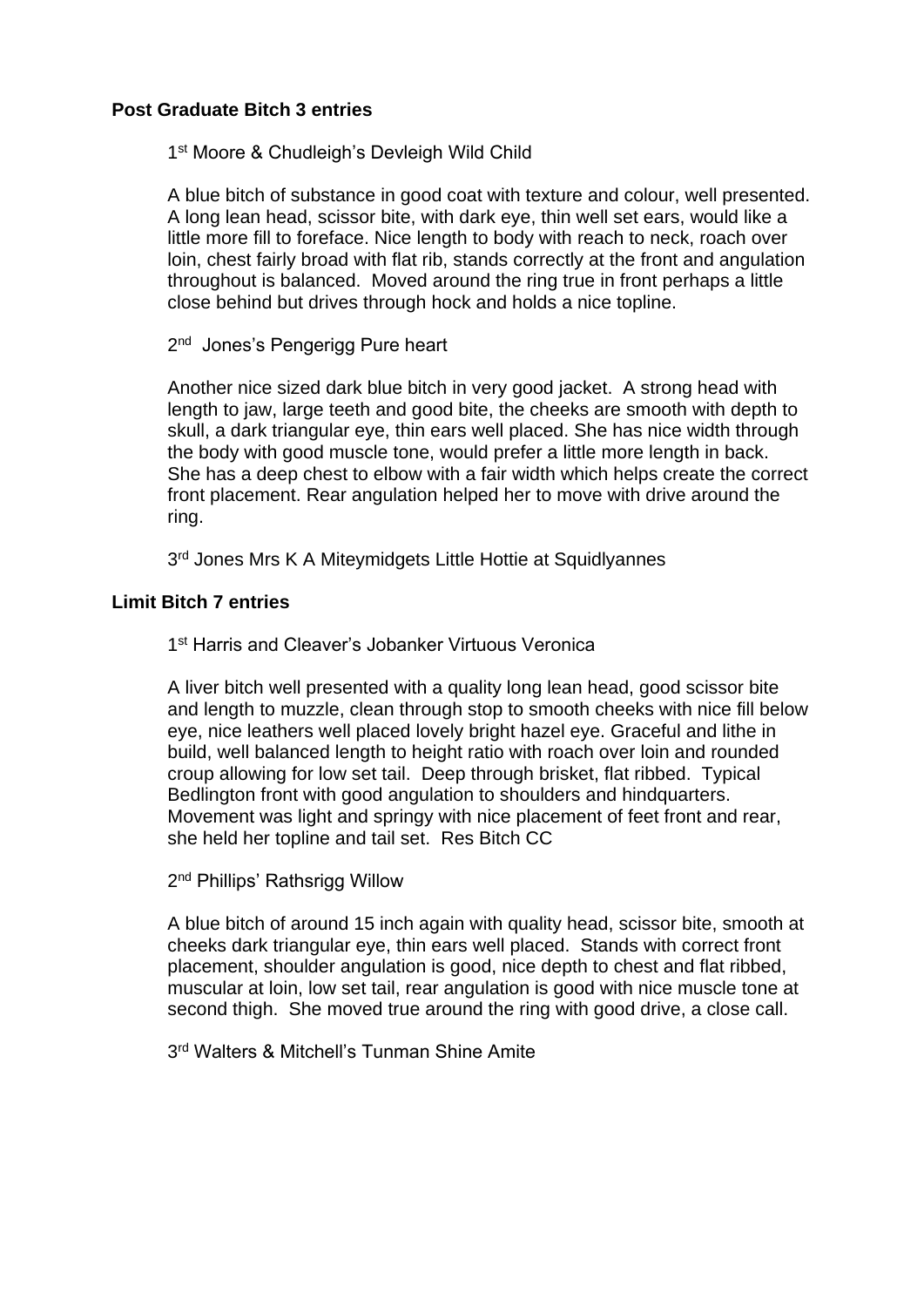**Post Graduate Bitch 3 entries**

1st Moore & Chudleigh's Devleigh Wild Child

A blue bitch of substance in good coat with texture and colour, well presented. A long lean head, scissor bite, with dark eye, thin well set ears, would like a little more fill to foreface. Nice length to body with reach to neck, roach over loin, chest fairly broad with flat rib, stands correctly at the front and angulation throughout is balanced. Moved around the ring true in front perhaps a little close behind but drives through hock and holds a nice topline.

2nd Jones's Pengerigg Pure heart

Another nice sized dark blue bitch in very good jacket. A strong head with length to jaw, large teeth and good bite, the cheeks are smooth with depth to skull, a dark triangular eye, thin ears well placed. She has nice width through the body with good muscle tone, would prefer a little more length in back. She has a deep chest to elbow with a fair width which helps create the correct front placement. Rear angulation helped her to move with drive around the ring.

3rd Jones Mrs K A Miteymidgets Little Hottie at Squidlyannes

**Limit Bitch 7 entries**

1st Harris and Cleaver's Jobanker Virtuous Veronica

A liver bitch well presented with a quality long lean head, good scissor bite and length to muzzle, clean through stop to smooth cheeks with nice fill below eye, nice leathers well placed lovely bright hazel eye. Graceful and lithe in build, well balanced length to height ratio with roach over loin and rounded croup allowing for low set tail. Deep through brisket, flat ribbed. Typical Bedlington front with good angulation to shoulders and hindquarters. Movement was light and springy with nice placement of feet front and rear, she held her topline and tail set. Res Bitch CC

2nd Phillips' Rathsrigg Willow

A blue bitch of around 15 inch again with quality head, scissor bite, smooth at cheeks dark triangular eye, thin ears well placed. Stands with correct front placement, shoulder angulation is good, nice depth to chest and flat ribbed, muscular at loin, low set tail, rear angulation is good with nice muscle tone at second thigh. She moved true around the ring with good drive, a close call.

3rd Walters & Mitchell's Tunman Shine Amite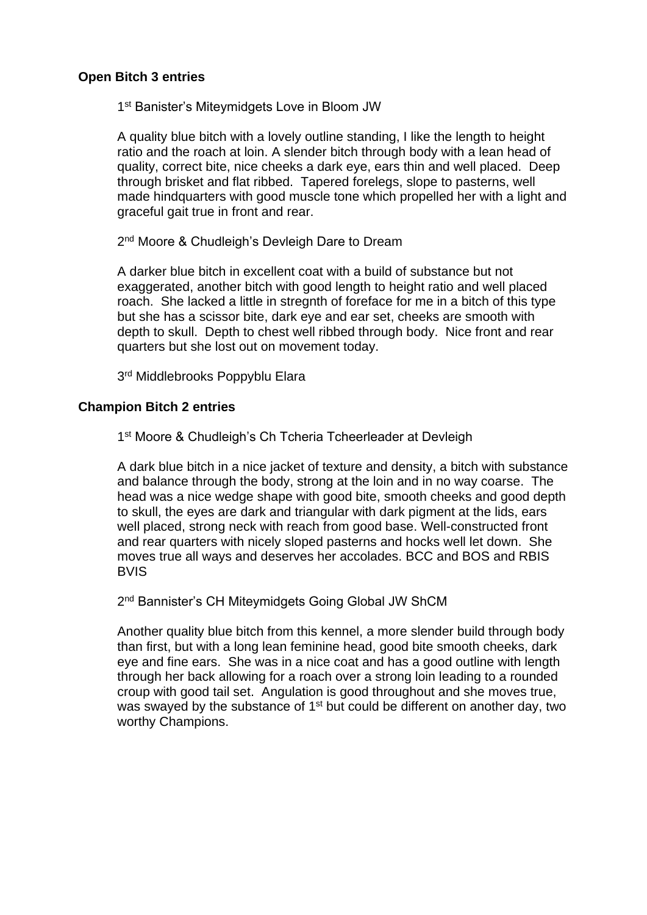**Open Bitch 3 entries**

1st Banister's Miteymidgets Love in Bloom JW

A quality blue bitch with a lovely outline standing, I like the length to height ratio and the roach at loin. A slender bitch through body with a lean head of quality, correct bite, nice cheeks a dark eye, ears thin and well placed. Deep through brisket and flat ribbed. Tapered forelegs, slope to pasterns, well made hindquarters with good muscle tone which propelled her with a light and graceful gait true in front and rear.

2nd Moore & Chudleigh's Devleigh Dare to Dream

A darker blue bitch in excellent coat with a build of substance but not exaggerated, another bitch with good length to height ratio and well placed roach. She lacked a little in stregnth of foreface for me in a bitch of this type but she has a scissor bite, dark eye and ear set, cheeks are smooth with depth to skull. Depth to chest well ribbed through body. Nice front and rear quarters but she lost out on movement today.

3rd Middlebrooks Poppyblu Elara

**Champion Bitch 2 entries**

1st Moore & Chudleigh's Ch Tcheria Tcheerleader at Devleigh

A dark blue bitch in a nice jacket of texture and density, a bitch with substance and balance through the body, strong at the loin and in no way coarse. The head was a nice wedge shape with good bite, smooth cheeks and good depth to skull, the eyes are dark and triangular with dark pigment at the lids, ears well placed, strong neck with reach from good base. Well-constructed front and rear quarters with nicely sloped pasterns and hocks well let down. She moves true all ways and deserves her accolades. BCC and BOS and RBIS BVIS

2nd Bannister's CH Miteymidgets Going Global JW ShCM

Another quality blue bitch from this kennel, a more slender build through body than first, but with a long lean feminine head, good bite smooth cheeks, dark eye and fine ears. She was in a nice coat and has a good outline with length through her back allowing for a roach over a strong loin leading to a rounded croup with good tail set. Angulation is good throughout and she moves true, was swayed by the substance of 1st but could be different on another day, two worthy Champions.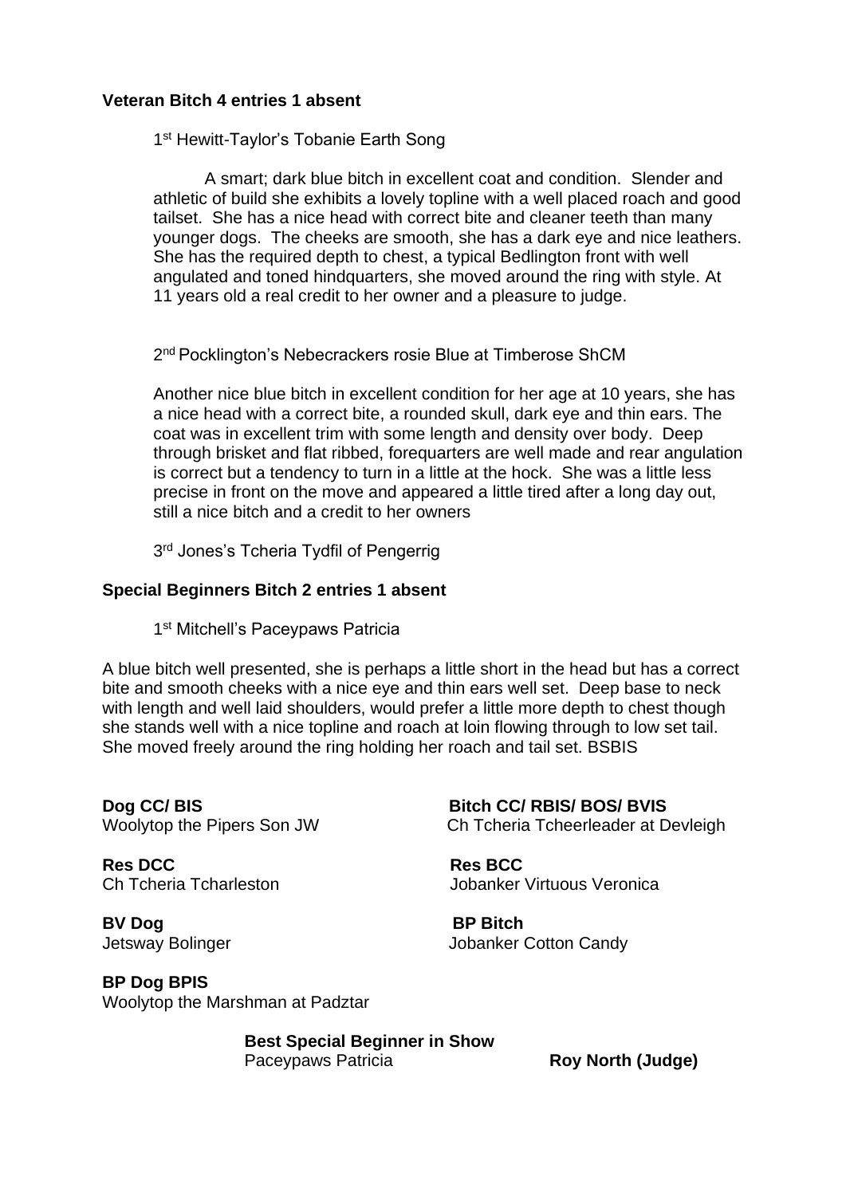**Veteran Bitch 4 entries 1 absent**

1st Hewitt-Taylor's Tobanie Earth Song

A smart; dark blue bitch in excellent coat and condition. Slender and athletic of build she exhibits a lovely topline with a well placed roach and good tailset. She has a nice head with correct bite and cleaner teeth than many younger dogs. The cheeks are smooth, she has a dark eye and nice leathers. She has the required depth to chest, a typical Bedlington front with well angulated and toned hindquarters, she moved around the ring with style. At 11 years old a real credit to her owner and a pleasure to judge.

2nd Pocklington's Nebecrackers rosie Blue at Timberose ShCM

Another nice blue bitch in excellent condition for her age at 10 years, she has a nice head with a correct bite, a rounded skull, dark eye and thin ears. The coat was in excellent trim with some length and density over body. Deep through brisket and flat ribbed, forequarters are well made and rear angulation is correct but a tendency to turn in a little at the hock. She was a little less precise in front on the move and appeared a little tired after a long day out, still a nice bitch and a credit to her owners

3rd Jones's Tcheria Tydfil of Pengerrig

**Special Beginners Bitch 2 entries 1 absent**

1st Mitchell's Paceypaws Patricia

A blue bitch well presented, she is perhaps a little short in the head but has a correct bite and smooth cheeks with a nice eye and thin ears well set. Deep base to neck with length and well laid shoulders, would prefer a little more depth to chest though she stands well with a nice topline and roach at loin flowing through to low set tail. She moved freely around the ring holding her roach and tail set. BSBIS

**Dog CC/ BIS**
Woolytop the Pipers Son JW

**Bitch CC/ RBIS/ BOS/ BVIS**
Ch Tcheria Tcheerleader at Devleigh

**Res DCC**
Ch Tcheria Tcharleston

**Res BCC**
Jobanker Virtuous Veronica

**BV Dog**
Jetsway Bolinger

**BP Bitch**
Jobanker Cotton Candy

**BP Dog BPIS**
Woolytop the Marshman at Padztar

**Best Special Beginner in Show**
Paceypaws Patricia

**Roy North (Judge)**